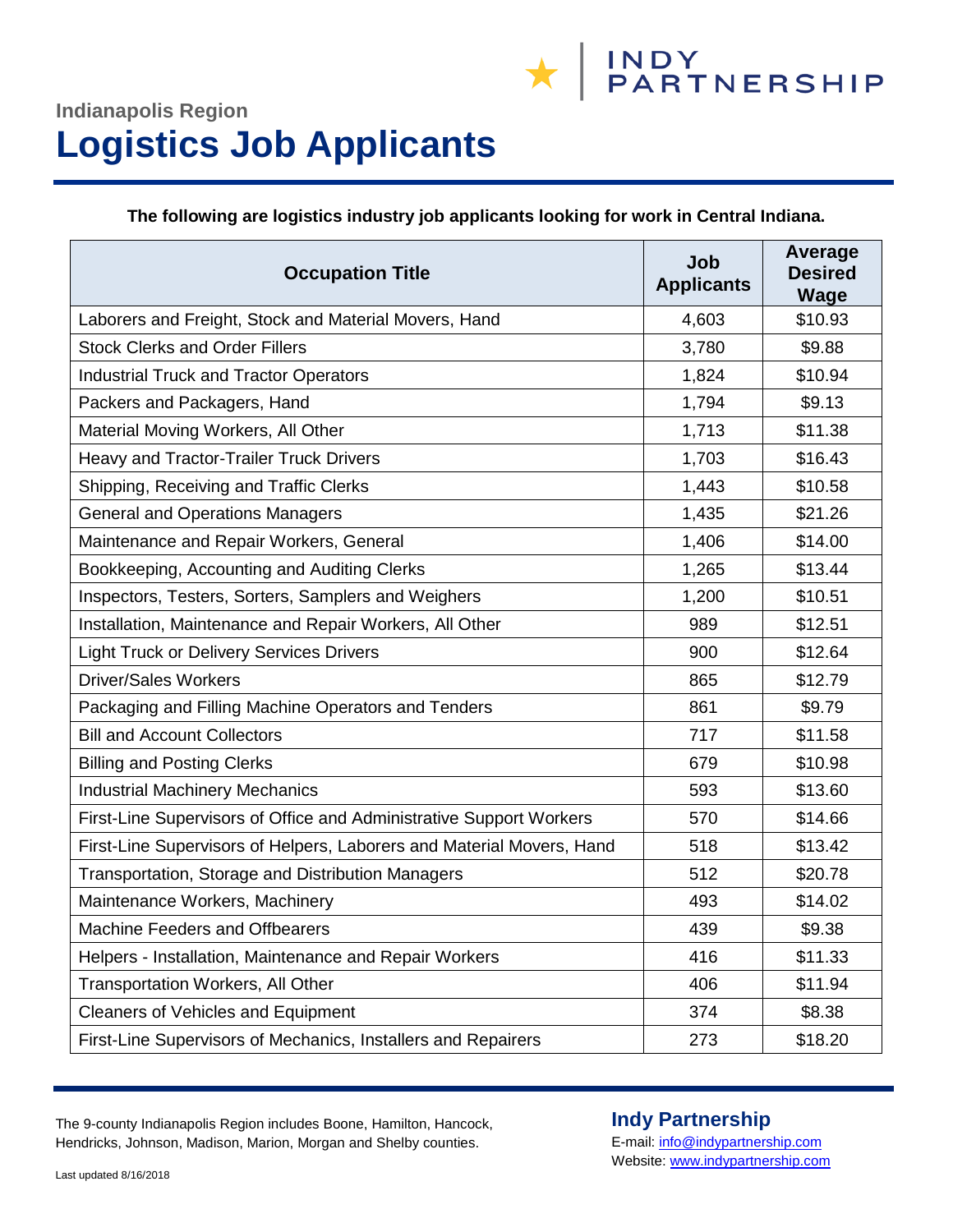INDY PARTNERSHIP

Indianapolis Region

# Logistics Job Applicants

**The following are logistics industry job applicants looking for work in Central Indiana.**

| Occupation Title | Job Applicants | Average Desired Wage |
|---|---|---|
| Laborers and Freight, Stock and Material Movers, Hand | 4,603 | $10.93 |
| Stock Clerks and Order Fillers | 3,780 | $9.88 |
| Industrial Truck and Tractor Operators | 1,824 | $10.94 |
| Packers and Packagers, Hand | 1,794 | $9.13 |
| Material Moving Workers, All Other | 1,713 | $11.38 |
| Heavy and Tractor-Trailer Truck Drivers | 1,703 | $16.43 |
| Shipping, Receiving and Traffic Clerks | 1,443 | $10.58 |
| General and Operations Managers | 1,435 | $21.26 |
| Maintenance and Repair Workers, General | 1,406 | $14.00 |
| Bookkeeping, Accounting and Auditing Clerks | 1,265 | $13.44 |
| Inspectors, Testers, Sorters, Samplers and Weighers | 1,200 | $10.51 |
| Installation, Maintenance and Repair Workers, All Other | 989 | $12.51 |
| Light Truck or Delivery Services Drivers | 900 | $12.64 |
| Driver/Sales Workers | 865 | $12.79 |
| Packaging and Filling Machine Operators and Tenders | 861 | $9.79 |
| Bill and Account Collectors | 717 | $11.58 |
| Billing and Posting Clerks | 679 | $10.98 |
| Industrial Machinery Mechanics | 593 | $13.60 |
| First-Line Supervisors of Office and Administrative Support Workers | 570 | $14.66 |
| First-Line Supervisors of Helpers, Laborers and Material Movers, Hand | 518 | $13.42 |
| Transportation, Storage and Distribution Managers | 512 | $20.78 |
| Maintenance Workers, Machinery | 493 | $14.02 |
| Machine Feeders and Offbearers | 439 | $9.38 |
| Helpers - Installation, Maintenance and Repair Workers | 416 | $11.33 |
| Transportation Workers, All Other | 406 | $11.94 |
| Cleaners of Vehicles and Equipment | 374 | $8.38 |
| First-Line Supervisors of Mechanics, Installers and Repairers | 273 | $18.20 |

The 9-county Indianapolis Region includes Boone, Hamilton, Hancock, Hendricks, Johnson, Madison, Marion, Morgan and Shelby counties.

**Indy Partnership**

E-mail: info@indypartnership.com

Website: www.indypartnership.com

Last updated 8/16/2018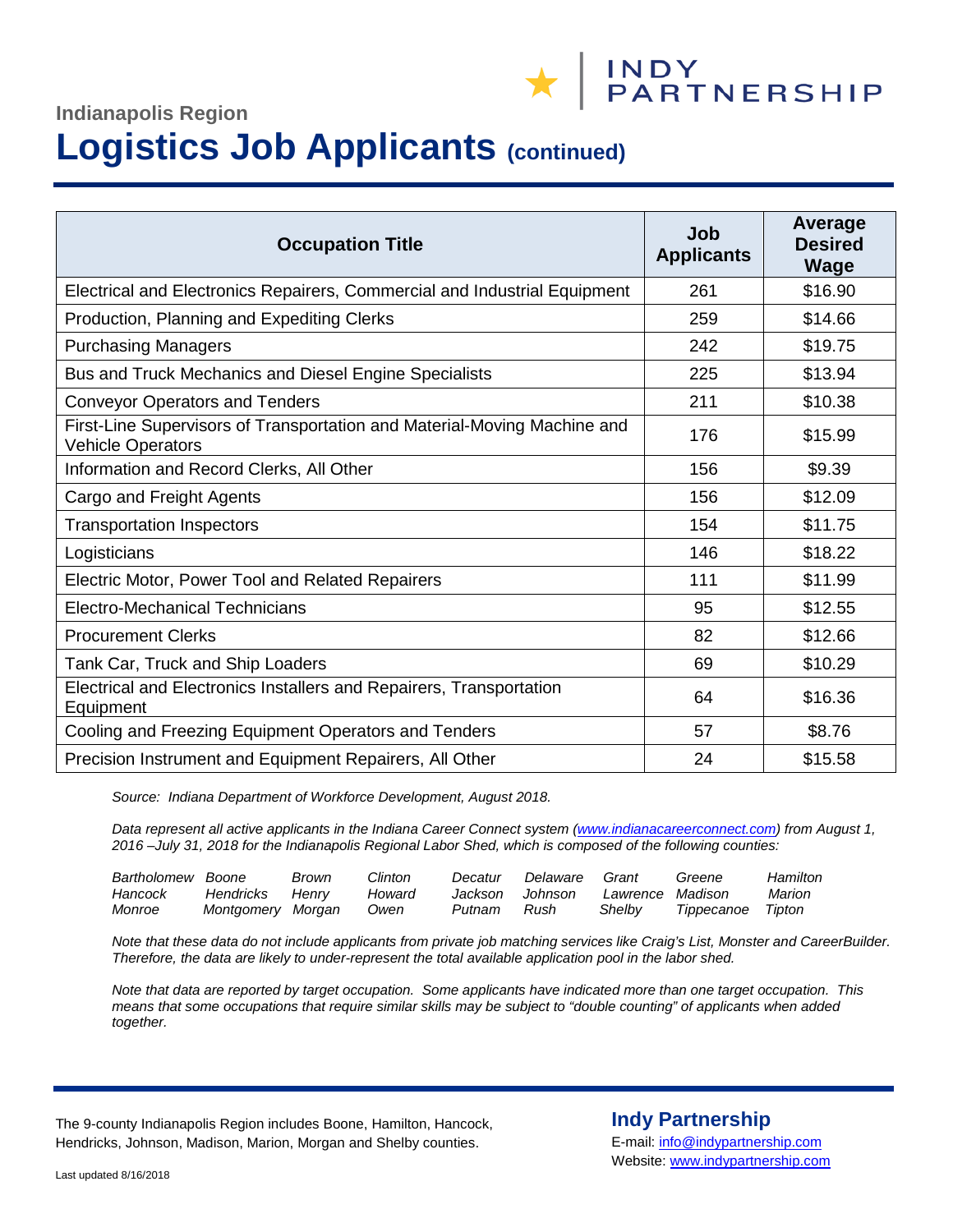Indianapolis Region

# Logistics Job Applicants (continued)

| Occupation Title | Job Applicants | Average Desired Wage |
|---|---|---|
| Electrical and Electronics Repairers, Commercial and Industrial Equipment | 261 | $16.90 |
| Production, Planning and Expediting Clerks | 259 | $14.66 |
| Purchasing Managers | 242 | $19.75 |
| Bus and Truck Mechanics and Diesel Engine Specialists | 225 | $13.94 |
| Conveyor Operators and Tenders | 211 | $10.38 |
| First-Line Supervisors of Transportation and Material-Moving Machine and Vehicle Operators | 176 | $15.99 |
| Information and Record Clerks, All Other | 156 | $9.39 |
| Cargo and Freight Agents | 156 | $12.09 |
| Transportation Inspectors | 154 | $11.75 |
| Logisticians | 146 | $18.22 |
| Electric Motor, Power Tool and Related Repairers | 111 | $11.99 |
| Electro-Mechanical Technicians | 95 | $12.55 |
| Procurement Clerks | 82 | $12.66 |
| Tank Car, Truck and Ship Loaders | 69 | $10.29 |
| Electrical and Electronics Installers and Repairers, Transportation Equipment | 64 | $16.36 |
| Cooling and Freezing Equipment Operators and Tenders | 57 | $8.76 |
| Precision Instrument and Equipment Repairers, All Other | 24 | $15.58 |

*Source: Indiana Department of Workforce Development, August 2018.*

*Data represent all active applicants in the Indiana Career Connect system (www.indianacareerconnect.com) from August 1, 2016 –July 31, 2018 for the Indianapolis Regional Labor Shed, which is composed of the following counties:*

| | | | | | | | | |
|---|---|---|---|---|---|---|---|---|
| *Bartholomew* | *Boone* | *Brown* | *Clinton* | *Decatur* | *Delaware* | *Grant* | *Greene* | *Hamilton* |
| *Hancock* | *Hendricks* | *Henry* | *Howard* | *Jackson* | *Johnson* | *Lawrence* | *Madison* | *Marion* |
| *Monroe* | *Montgomery* | *Morgan* | *Owen* | *Putnam* | *Rush* | *Shelby* | *Tippecanoe* | *Tipton* |

*Note that these data do not include applicants from private job matching services like Craig's List, Monster and CareerBuilder. Therefore, the data are likely to under-represent the total available application pool in the labor shed.*

*Note that data are reported by target occupation. Some applicants have indicated more than one target occupation. This means that some occupations that require similar skills may be subject to "double counting" of applicants when added together.*

The 9-county Indianapolis Region includes Boone, Hamilton, Hancock, Hendricks, Johnson, Madison, Marion, Morgan and Shelby counties.

**Indy Partnership**
E-mail: info@indypartnership.com
Website: www.indypartnership.com

Last updated 8/16/2018